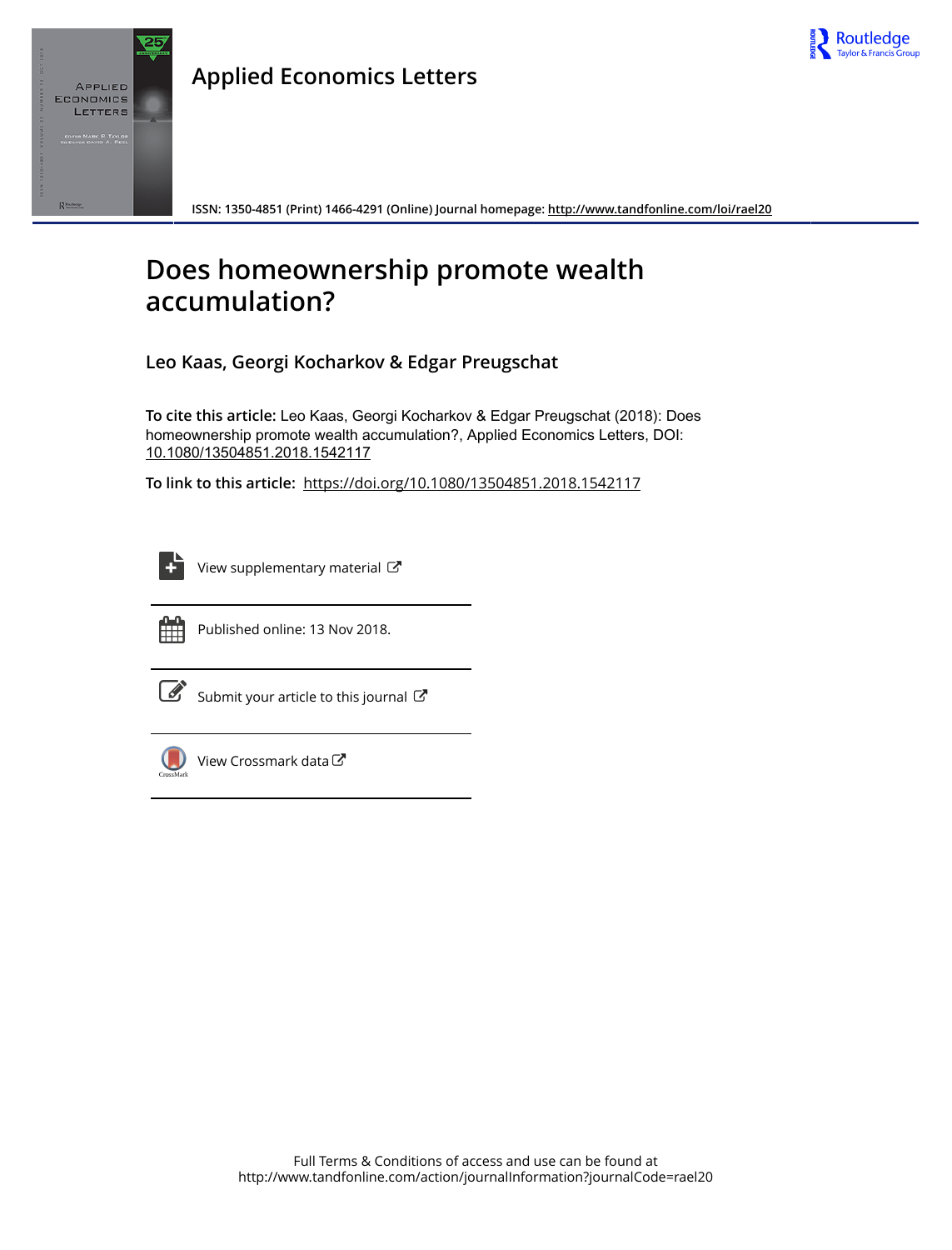# Applied Economics Letters

ISSN: 1350-4851 (Print) 1466-4291 (Online) Journal homepage: http://www.tandfonline.com/loi/rael20

# Does homeownership promote wealth accumulation?

**Leo Kaas, Georgi Kocharkov & Edgar Preugschat**

**To cite this article:** Leo Kaas, Georgi Kocharkov & Edgar Preugschat (2018): Does homeownership promote wealth accumulation?, Applied Economics Letters, DOI: 10.1080/13504851.2018.1542117

**To link to this article:** https://doi.org/10.1080/13504851.2018.1542117

View supplementary material

Published online: 13 Nov 2018.

Submit your article to this journal

View Crossmark data

Full Terms & Conditions of access and use can be found at
http://www.tandfonline.com/action/journalInformation?journalCode=rael20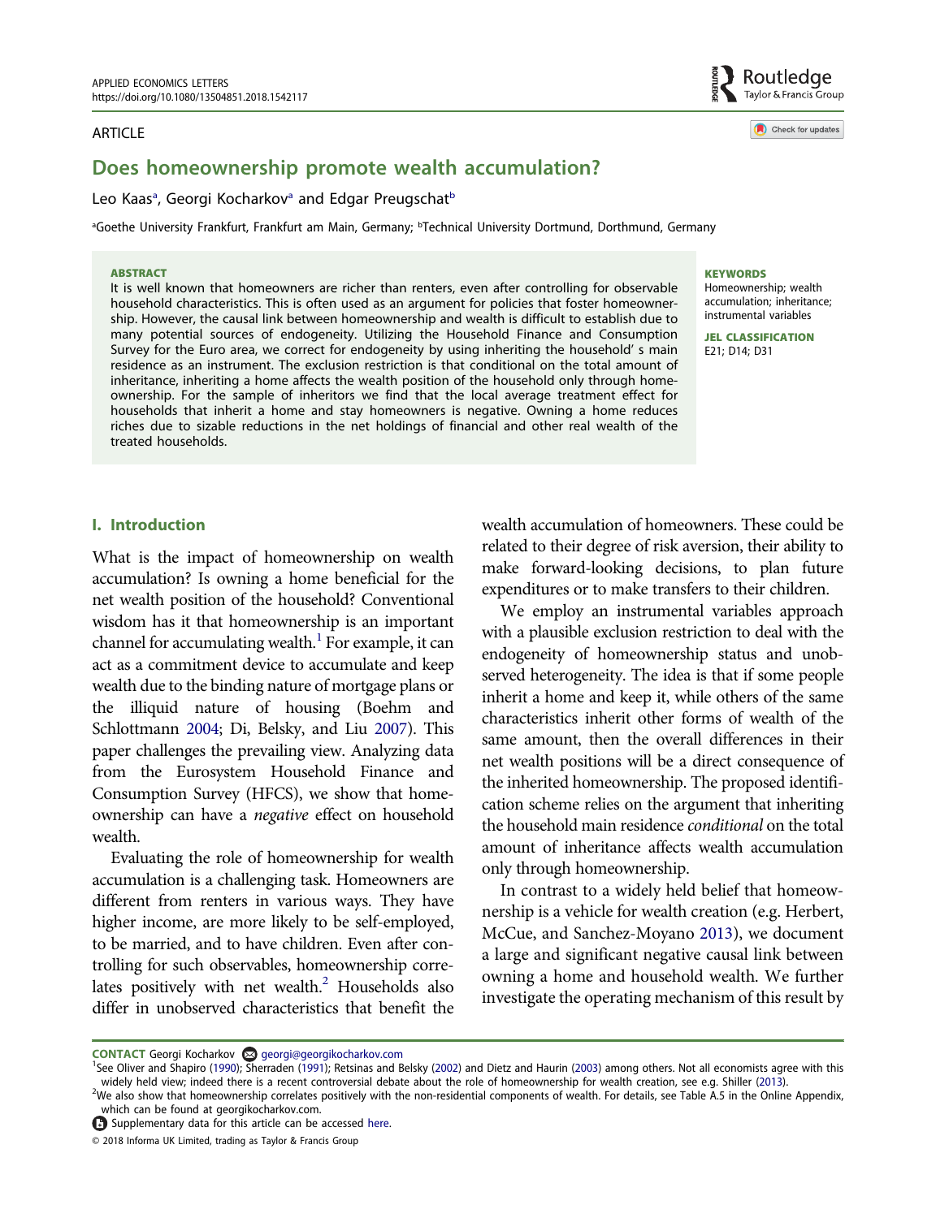# Does homeownership promote wealth accumulation?

Leo Kaas[a], Georgi Kocharkov[a] and Edgar Preugschat[b]

[a]Goethe University Frankfurt, Frankfurt am Main, Germany; [b]Technical University Dortmund, Dorthmund, Germany

**ABSTRACT**

It is well known that homeowners are richer than renters, even after controlling for observable household characteristics. This is often used as an argument for policies that foster homeownership. However, the causal link between homeownership and wealth is difficult to establish due to many potential sources of endogeneity. Utilizing the Household Finance and Consumption Survey for the Euro area, we correct for endogeneity by using inheriting the household' s main residence as an instrument. The exclusion restriction is that conditional on the total amount of inheritance, inheriting a home affects the wealth position of the household only through homeownership. For the sample of inheritors we find that the local average treatment effect for households that inherit a home and stay homeowners is negative. Owning a home reduces riches due to sizable reductions in the net holdings of financial and other real wealth of the treated households.

**KEYWORDS**

Homeownership; wealth accumulation; inheritance; instrumental variables

**JEL CLASSIFICATION**

E21; D14; D31

## I. Introduction

What is the impact of homeownership on wealth accumulation? Is owning a home beneficial for the net wealth position of the household? Conventional wisdom has it that homeownership is an important channel for accumulating wealth.[1] For example, it can act as a commitment device to accumulate and keep wealth due to the binding nature of mortgage plans or the illiquid nature of housing (Boehm and Schlottmann 2004; Di, Belsky, and Liu 2007). This paper challenges the prevailing view. Analyzing data from the Eurosystem Household Finance and Consumption Survey (HFCS), we show that homeownership can have a *negative* effect on household wealth.

Evaluating the role of homeownership for wealth accumulation is a challenging task. Homeowners are different from renters in various ways. They have higher income, are more likely to be self-employed, to be married, and to have children. Even after controlling for such observables, homeownership correlates positively with net wealth.[2] Households also differ in unobserved characteristics that benefit the wealth accumulation of homeowners. These could be related to their degree of risk aversion, their ability to make forward-looking decisions, to plan future expenditures or to make transfers to their children.

We employ an instrumental variables approach with a plausible exclusion restriction to deal with the endogeneity of homeownership status and unobserved heterogeneity. The idea is that if some people inherit a home and keep it, while others of the same characteristics inherit other forms of wealth of the same amount, then the overall differences in their net wealth positions will be a direct consequence of the inherited homeownership. The proposed identification scheme relies on the argument that inheriting the household main residence *conditional* on the total amount of inheritance affects wealth accumulation only through homeownership.

In contrast to a widely held belief that homeownership is a vehicle for wealth creation (e.g. Herbert, McCue, and Sanchez-Moyano 2013), we document a large and significant negative causal link between owning a home and household wealth. We further investigate the operating mechanism of this result by

CONTACT Georgi Kocharkov georgi@georgikocharkov.com

[1]See Oliver and Shapiro (1990); Sherraden (1991); Retsinas and Belsky (2002) and Dietz and Haurin (2003) among others. Not all economists agree with this widely held view; indeed there is a recent controversial debate about the role of homeownership for wealth creation, see e.g. Shiller (2013).

[2]We also show that homeownership correlates positively with the non-residential components of wealth. For details, see Table A.5 in the Online Appendix, which can be found at georgikocharkov.com.

Supplementary data for this article can be accessed here.

© 2018 Informa UK Limited, trading as Taylor & Francis Group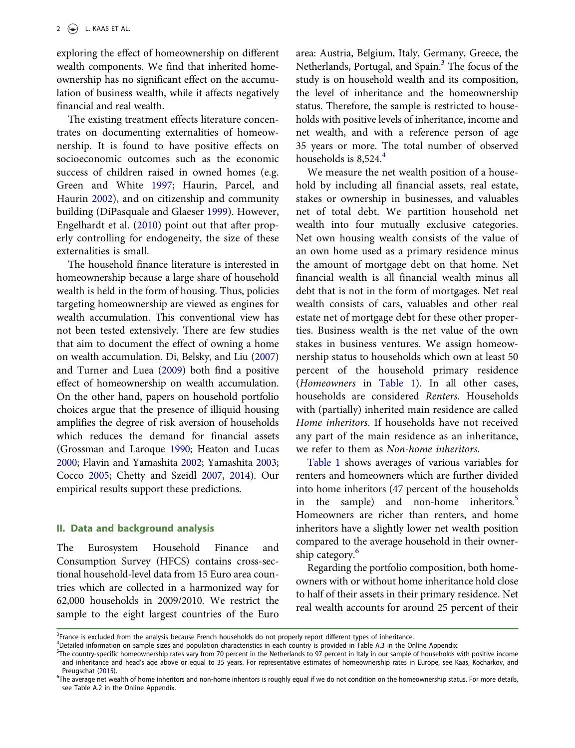exploring the effect of homeownership on different wealth components. We find that inherited homeownership has no significant effect on the accumulation of business wealth, while it affects negatively financial and real wealth.

The existing treatment effects literature concentrates on documenting externalities of homeownership. It is found to have positive effects on socioeconomic outcomes such as the economic success of children raised in owned homes (e.g. Green and White 1997; Haurin, Parcel, and Haurin 2002), and on citizenship and community building (DiPasquale and Glaeser 1999). However, Engelhardt et al. (2010) point out that after properly controlling for endogeneity, the size of these externalities is small.

The household finance literature is interested in homeownership because a large share of household wealth is held in the form of housing. Thus, policies targeting homeownership are viewed as engines for wealth accumulation. This conventional view has not been tested extensively. There are few studies that aim to document the effect of owning a home on wealth accumulation. Di, Belsky, and Liu (2007) and Turner and Luea (2009) both find a positive effect of homeownership on wealth accumulation. On the other hand, papers on household portfolio choices argue that the presence of illiquid housing amplifies the degree of risk aversion of households which reduces the demand for financial assets (Grossman and Laroque 1990; Heaton and Lucas 2000; Flavin and Yamashita 2002; Yamashita 2003; Cocco 2005; Chetty and Szeidl 2007, 2014). Our empirical results support these predictions.

## II. Data and background analysis

The Eurosystem Household Finance and Consumption Survey (HFCS) contains cross-sectional household-level data from 15 Euro area countries which are collected in a harmonized way for 62,000 households in 2009/2010. We restrict the sample to the eight largest countries of the Euro area: Austria, Belgium, Italy, Germany, Greece, the Netherlands, Portugal, and Spain.[3] The focus of the study is on household wealth and its composition, the level of inheritance and the homeownership status. Therefore, the sample is restricted to households with positive levels of inheritance, income and net wealth, and with a reference person of age 35 years or more. The total number of observed households is 8,524.[4]

We measure the net wealth position of a household by including all financial assets, real estate, stakes or ownership in businesses, and valuables net of total debt. We partition household net wealth into four mutually exclusive categories. Net own housing wealth consists of the value of an own home used as a primary residence minus the amount of mortgage debt on that home. Net financial wealth is all financial wealth minus all debt that is not in the form of mortgages. Net real wealth consists of cars, valuables and other real estate net of mortgage debt for these other properties. Business wealth is the net value of the own stakes in business ventures. We assign homeownership status to households which own at least 50 percent of the household primary residence (*Homeowners* in Table 1). In all other cases, households are considered *Renters*. Households with (partially) inherited main residence are called *Home inheritors*. If households have not received any part of the main residence as an inheritance, we refer to them as *Non-home inheritors*.

Table 1 shows averages of various variables for renters and homeowners which are further divided into home inheritors (47 percent of the households in the sample) and non-home inheritors.[5] Homeowners are richer than renters, and home inheritors have a slightly lower net wealth position compared to the average household in their ownership category.[6]

Regarding the portfolio composition, both homeowners with or without home inheritance hold close to half of their assets in their primary residence. Net real wealth accounts for around 25 percent of their

---

[3] France is excluded from the analysis because French households do not properly report different types of inheritance.

[4] Detailed information on sample sizes and population characteristics in each country is provided in Table A.3 in the Online Appendix.

[5] The country-specific homeownership rates vary from 70 percent in the Netherlands to 97 percent in Italy in our sample of households with positive income and inheritance and head's age above or equal to 35 years. For representative estimates of homeownership rates in Europe, see Kaas, Kocharkov, and Preugschat (2015).

[6] The average net wealth of home inheritors and non-home inheritors is roughly equal if we do not condition on the homeownership status. For more details, see Table A.2 in the Online Appendix.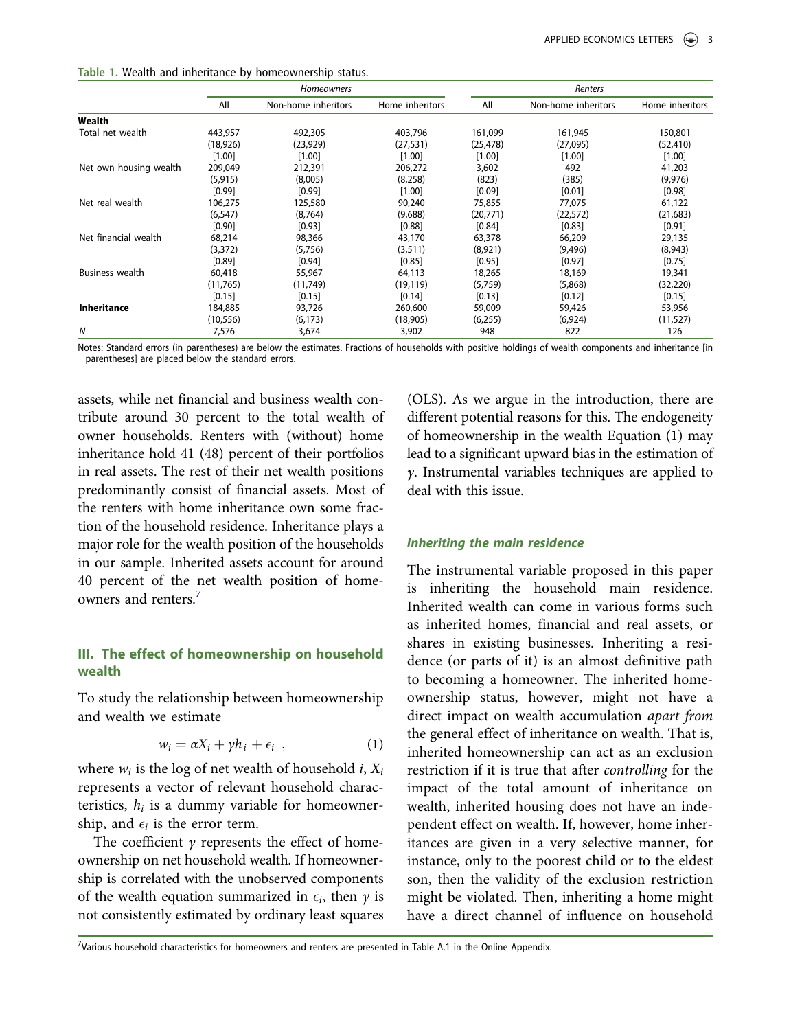**Table 1.** Wealth and inheritance by homeownership status.

| | Homeowners | | | Renters | | |
|---|---|---|---|---|---|---|
| | All | Non-home inheritors | Home inheritors | All | Non-home inheritors | Home inheritors |
| **Wealth** | | | | | | |
| Total net wealth | 443,957 | 492,305 | 403,796 | 161,099 | 161,945 | 150,801 |
| | (18,926) | (23,929) | (27,531) | (25,478) | (27,095) | (52,410) |
| | [1.00] | [1.00] | [1.00] | [1.00] | [1.00] | [1.00] |
| Net own housing wealth | 209,049 | 212,391 | 206,272 | 3,602 | 492 | 41,203 |
| | (5,915) | (8,005) | (8,258) | (823) | (385) | (9,976) |
| | [0.99] | [0.99] | [1.00] | [0.09] | [0.01] | [0.98] |
| Net real wealth | 106,275 | 125,580 | 90,240 | 75,855 | 77,075 | 61,122 |
| | (6,547) | (8,764) | (9,688) | (20,771) | (22,572) | (21,683) |
| | [0.90] | [0.93] | [0.88] | [0.84] | [0.83] | [0.91] |
| Net financial wealth | 68,214 | 98,366 | 43,170 | 63,378 | 66,209 | 29,135 |
| | (3,372) | (5,756) | (3,511) | (8,921) | (9,496) | (8,943) |
| | [0.89] | [0.94] | [0.85] | [0.95] | [0.97] | [0.75] |
| Business wealth | 60,418 | 55,967 | 64,113 | 18,265 | 18,169 | 19,341 |
| | (11,765) | (11,749) | (19,119) | (5,759) | (5,868) | (32,220) |
| | [0.15] | [0.15] | [0.14] | [0.13] | [0.12] | [0.15] |
| **Inheritance** | 184,885 | 93,726 | 260,600 | 59,009 | 59,426 | 53,956 |
| | (10,556) | (6,173) | (18,905) | (6,255) | (6,924) | (11,527) |
| *N* | 7,576 | 3,674 | 3,902 | 948 | 822 | 126 |

Notes: Standard errors (in parentheses) are below the estimates. Fractions of households with positive holdings of wealth components and inheritance [in parentheses] are placed below the standard errors.

assets, while net financial and business wealth contribute around 30 percent to the total wealth of owner households. Renters with (without) home inheritance hold 41 (48) percent of their portfolios in real assets. The rest of their net wealth positions predominantly consist of financial assets. Most of the renters with home inheritance own some fraction of the household residence. Inheritance plays a major role for the wealth position of the households in our sample. Inherited assets account for around 40 percent of the net wealth position of homeowners and renters.[7]

## III. The effect of homeownership on household wealth

To study the relationship between homeownership and wealth we estimate

$$w_i = \alpha X_i + \gamma h_i + \epsilon_i \ , \qquad (1)$$

where $w_i$ is the log of net wealth of household $i$, $X_i$ represents a vector of relevant household characteristics, $h_i$ is a dummy variable for homeownership, and $\epsilon_i$ is the error term.

The coefficient $\gamma$ represents the effect of homeownership on net household wealth. If homeownership is correlated with the unobserved components of the wealth equation summarized in $\epsilon_i$, then $\gamma$ is not consistently estimated by ordinary least squares (OLS). As we argue in the introduction, there are different potential reasons for this. The endogeneity of homeownership in the wealth Equation (1) may lead to a significant upward bias in the estimation of $\gamma$. Instrumental variables techniques are applied to deal with this issue.

### *Inheriting the main residence*

The instrumental variable proposed in this paper is inheriting the household main residence. Inherited wealth can come in various forms such as inherited homes, financial and real assets, or shares in existing businesses. Inheriting a residence (or parts of it) is an almost definitive path to becoming a homeowner. The inherited homeownership status, however, might not have a direct impact on wealth accumulation *apart from* the general effect of inheritance on wealth. That is, inherited homeownership can act as an exclusion restriction if it is true that after *controlling* for the impact of the total amount of inheritance on wealth, inherited housing does not have an independent effect on wealth. If, however, home inheritances are given in a very selective manner, for instance, only to the poorest child or to the eldest son, then the validity of the exclusion restriction might be violated. Then, inheriting a home might have a direct channel of influence on household

[7]Various household characteristics for homeowners and renters are presented in Table A.1 in the Online Appendix.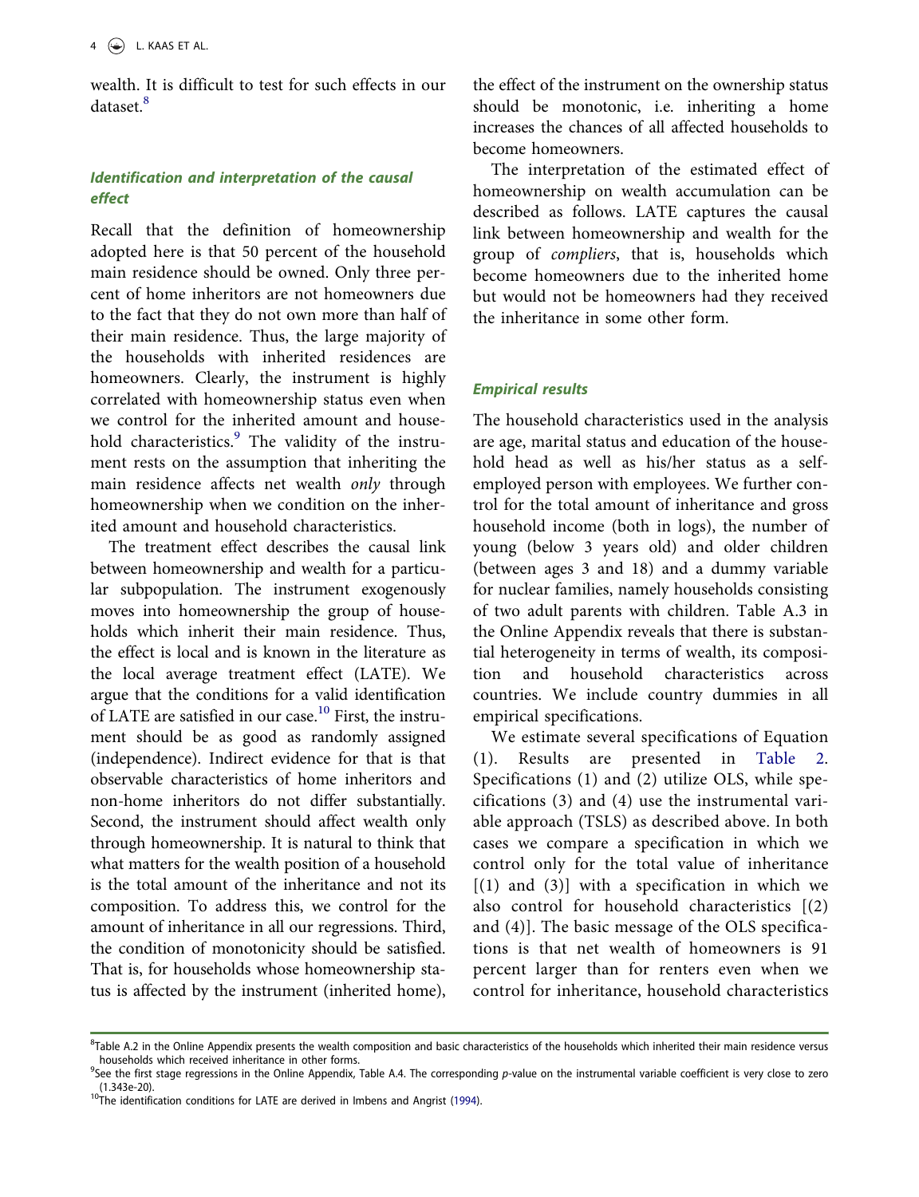wealth. It is difficult to test for such effects in our dataset.[8]

### *Identification and interpretation of the causal effect*

Recall that the definition of homeownership adopted here is that 50 percent of the household main residence should be owned. Only three percent of home inheritors are not homeowners due to the fact that they do not own more than half of their main residence. Thus, the large majority of the households with inherited residences are homeowners. Clearly, the instrument is highly correlated with homeownership status even when we control for the inherited amount and household characteristics.[9] The validity of the instrument rests on the assumption that inheriting the main residence affects net wealth *only* through homeownership when we condition on the inherited amount and household characteristics.

The treatment effect describes the causal link between homeownership and wealth for a particular subpopulation. The instrument exogenously moves into homeownership the group of households which inherit their main residence. Thus, the effect is local and is known in the literature as the local average treatment effect (LATE). We argue that the conditions for a valid identification of LATE are satisfied in our case.[10] First, the instrument should be as good as randomly assigned (independence). Indirect evidence for that is that observable characteristics of home inheritors and non-home inheritors do not differ substantially. Second, the instrument should affect wealth only through homeownership. It is natural to think that what matters for the wealth position of a household is the total amount of the inheritance and not its composition. To address this, we control for the amount of inheritance in all our regressions. Third, the condition of monotonicity should be satisfied. That is, for households whose homeownership status is affected by the instrument (inherited home), the effect of the instrument on the ownership status should be monotonic, i.e. inheriting a home increases the chances of all affected households to become homeowners.

The interpretation of the estimated effect of homeownership on wealth accumulation can be described as follows. LATE captures the causal link between homeownership and wealth for the group of *compliers*, that is, households which become homeowners due to the inherited home but would not be homeowners had they received the inheritance in some other form.

### *Empirical results*

The household characteristics used in the analysis are age, marital status and education of the household head as well as his/her status as a self-employed person with employees. We further control for the total amount of inheritance and gross household income (both in logs), the number of young (below 3 years old) and older children (between ages 3 and 18) and a dummy variable for nuclear families, namely households consisting of two adult parents with children. Table A.3 in the Online Appendix reveals that there is substantial heterogeneity in terms of wealth, its composition and household characteristics across countries. We include country dummies in all empirical specifications.

We estimate several specifications of Equation (1). Results are presented in Table 2. Specifications (1) and (2) utilize OLS, while specifications (3) and (4) use the instrumental variable approach (TSLS) as described above. In both cases we compare a specification in which we control only for the total value of inheritance [(1) and (3)] with a specification in which we also control for household characteristics [(2) and (4)]. The basic message of the OLS specifications is that net wealth of homeowners is 91 percent larger than for renters even when we control for inheritance, household characteristics

---

[8] Table A.2 in the Online Appendix presents the wealth composition and basic characteristics of the households which inherited their main residence versus households which received inheritance in other forms.

[9] See the first stage regressions in the Online Appendix, Table A.4. The corresponding *p*-value on the instrumental variable coefficient is very close to zero (1.343e-20).

[10] The identification conditions for LATE are derived in Imbens and Angrist (1994).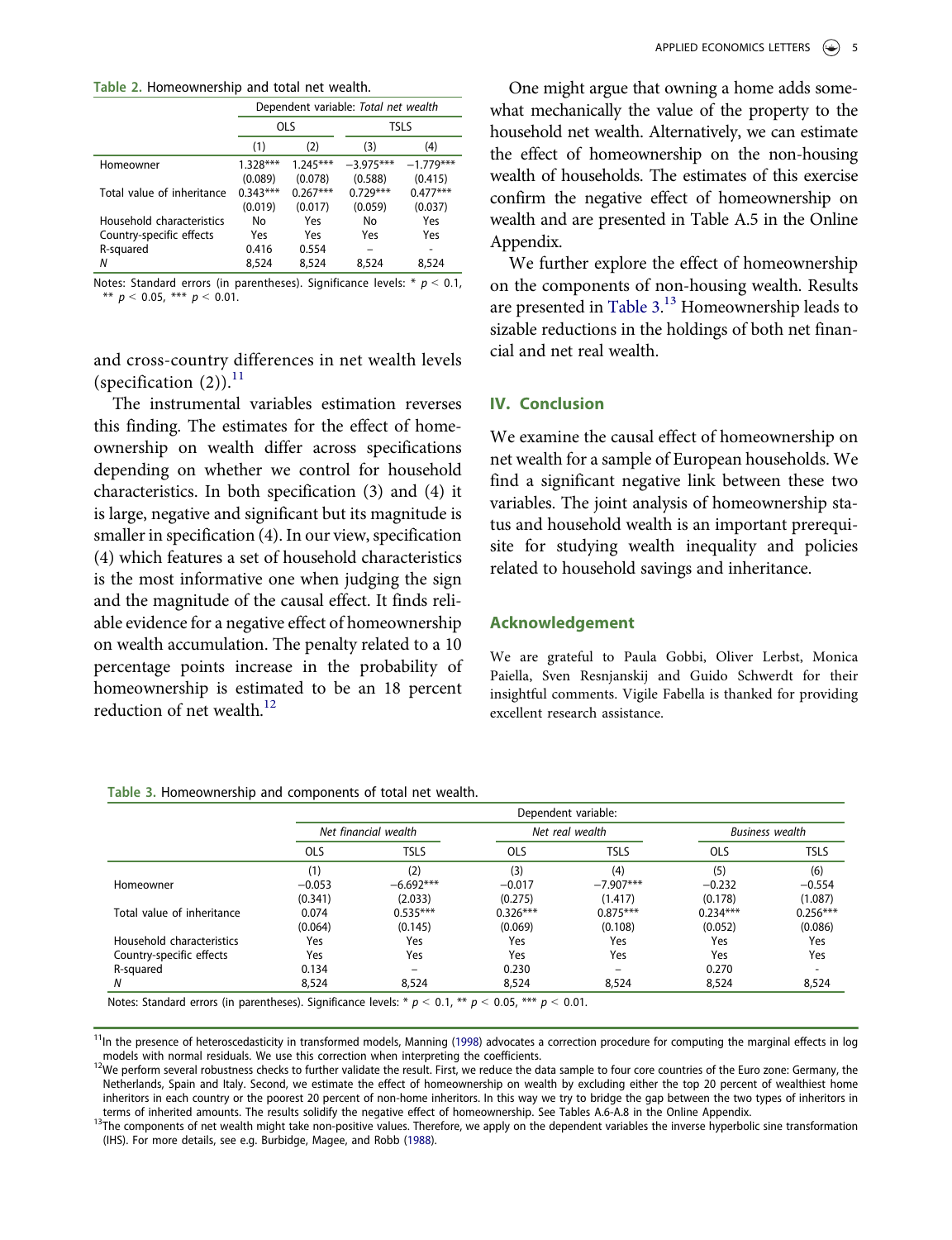Table 2. Homeownership and total net wealth.

| | Dependent variable: *Total net wealth* | | | |
|---|---|---|---|---|
| | OLS | | TSLS | |
| | (1) | (2) | (3) | (4) |
| Homeowner | 1.328*** | 1.245*** | −3.975*** | −1.779*** |
| | (0.089) | (0.078) | (0.588) | (0.415) |
| Total value of inheritance | 0.343*** | 0.267*** | 0.729*** | 0.477*** |
| | (0.019) | (0.017) | (0.059) | (0.037) |
| Household characteristics | No | Yes | No | Yes |
| Country-specific effects | Yes | Yes | Yes | Yes |
| R-squared | 0.416 | 0.554 | – | - |
| *N* | 8,524 | 8,524 | 8,524 | 8,524 |

Notes: Standard errors (in parentheses). Significance levels: * $p < 0.1$, ** $p < 0.05$, *** $p < 0.01$.

and cross-country differences in net wealth levels (specification (2)).[11]

The instrumental variables estimation reverses this finding. The estimates for the effect of homeownership on wealth differ across specifications depending on whether we control for household characteristics. In both specification (3) and (4) it is large, negative and significant but its magnitude is smaller in specification (4). In our view, specification (4) which features a set of household characteristics is the most informative one when judging the sign and the magnitude of the causal effect. It finds reliable evidence for a negative effect of homeownership on wealth accumulation. The penalty related to a 10 percentage points increase in the probability of homeownership is estimated to be an 18 percent reduction of net wealth.[12]

One might argue that owning a home adds somewhat mechanically the value of the property to the household net wealth. Alternatively, we can estimate the effect of homeownership on the non-housing wealth of households. The estimates of this exercise confirm the negative effect of homeownership on wealth and are presented in Table A.5 in the Online Appendix.

We further explore the effect of homeownership on the components of non-housing wealth. Results are presented in Table 3.[13] Homeownership leads to sizable reductions in the holdings of both net financial and net real wealth.

## IV. Conclusion

We examine the causal effect of homeownership on net wealth for a sample of European households. We find a significant negative link between these two variables. The joint analysis of homeownership status and household wealth is an important prerequisite for studying wealth inequality and policies related to household savings and inheritance.

## Acknowledgement

We are grateful to Paula Gobbi, Oliver Lerbst, Monica Paiella, Sven Resnjanskij and Guido Schwerdt for their insightful comments. Vigile Fabella is thanked for providing excellent research assistance.

Table 3. Homeownership and components of total net wealth.

| | Dependent variable: | | | | | |
|---|---|---|---|---|---|---|
| | *Net financial wealth* | | *Net real wealth* | | *Business wealth* | |
| | OLS | TSLS | OLS | TSLS | OLS | TSLS |
| | (1) | (2) | (3) | (4) | (5) | (6) |
| Homeowner | −0.053 | −6.692*** | −0.017 | −7.907*** | −0.232 | −0.554 |
| | (0.341) | (2.033) | (0.275) | (1.417) | (0.178) | (1.087) |
| Total value of inheritance | 0.074 | 0.535*** | 0.326*** | 0.875*** | 0.234*** | 0.256*** |
| | (0.064) | (0.145) | (0.069) | (0.108) | (0.052) | (0.086) |
| Household characteristics | Yes | Yes | Yes | Yes | Yes | Yes |
| Country-specific effects | Yes | Yes | Yes | Yes | Yes | Yes |
| R-squared | 0.134 | – | 0.230 | – | 0.270 | - |
| *N* | 8,524 | 8,524 | 8,524 | 8,524 | 8,524 | 8,524 |

Notes: Standard errors (in parentheses). Significance levels: * $p < 0.1$, ** $p < 0.05$, *** $p < 0.01$.

[11] In the presence of heteroscedasticity in transformed models, Manning (1998) advocates a correction procedure for computing the marginal effects in log models with normal residuals. We use this correction when interpreting the coefficients.

[12] We perform several robustness checks to further validate the result. First, we reduce the data sample to four core countries of the Euro zone: Germany, the Netherlands, Spain and Italy. Second, we estimate the effect of homeownership on wealth by excluding either the top 20 percent of wealthiest home inheritors in each country or the poorest 20 percent of non-home inheritors. In this way we try to bridge the gap between the two types of inheritors in terms of inherited amounts. The results solidify the negative effect of homeownership. See Tables A.6-A.8 in the Online Appendix.

[13] The components of net wealth might take non-positive values. Therefore, we apply on the dependent variables the inverse hyperbolic sine transformation (IHS). For more details, see e.g. Burbidge, Magee, and Robb (1988).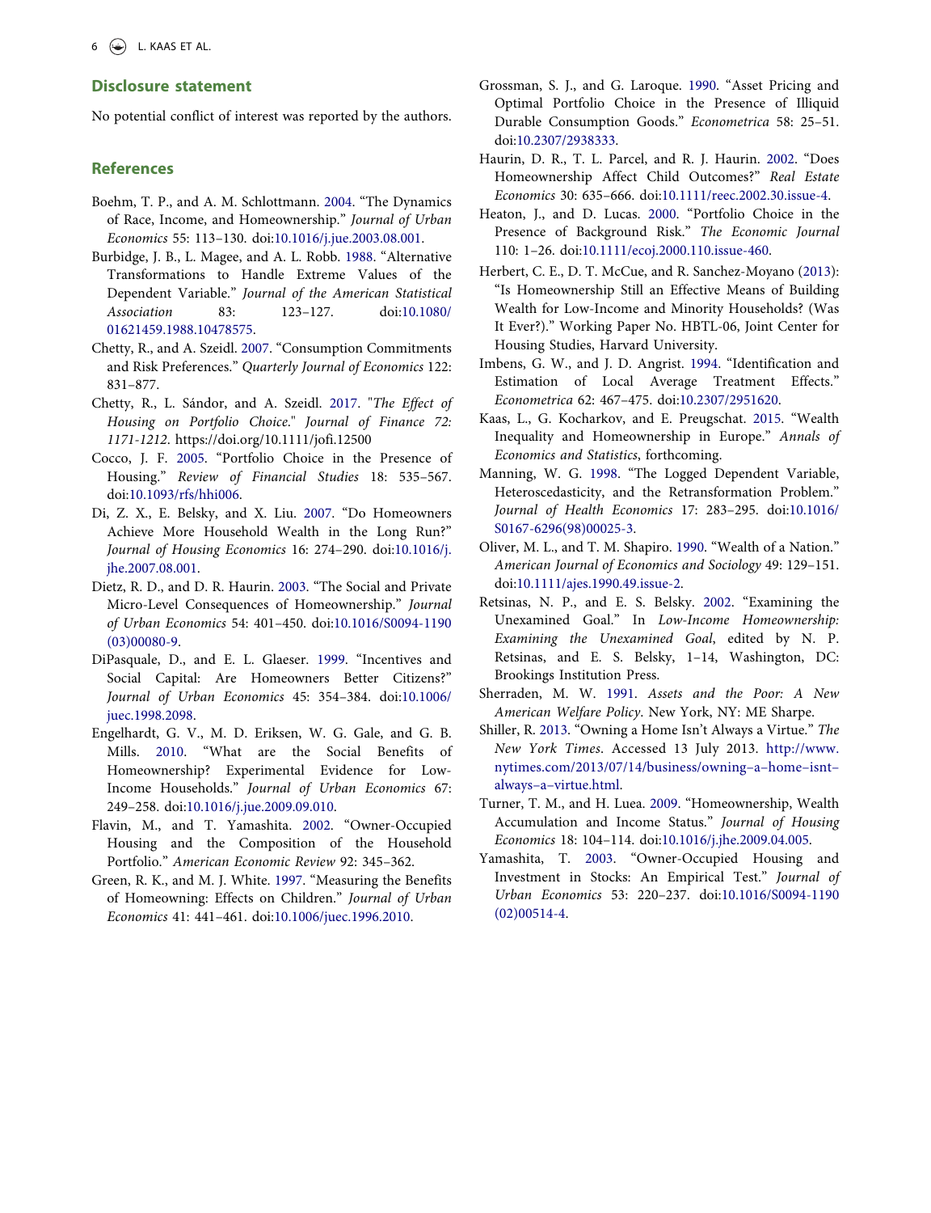## Disclosure statement

No potential conflict of interest was reported by the authors.

## References

Boehm, T. P., and A. M. Schlottmann. 2004. "The Dynamics of Race, Income, and Homeownership." *Journal of Urban Economics* 55: 113–130. doi:10.1016/j.jue.2003.08.001.

Burbidge, J. B., L. Magee, and A. L. Robb. 1988. "Alternative Transformations to Handle Extreme Values of the Dependent Variable." *Journal of the American Statistical Association* 83: 123–127. doi:10.1080/01621459.1988.10478575.

Chetty, R., and A. Szeidl. 2007. "Consumption Commitments and Risk Preferences." *Quarterly Journal of Economics* 122: 831–877.

Chetty, R., L. Sándor, and A. Szeidl. 2017. "*The Effect of Housing on Portfolio Choice*." *Journal of Finance 72: 1171-1212*. https://doi.org/10.1111/jofi.12500

Cocco, J. F. 2005. "Portfolio Choice in the Presence of Housing." *Review of Financial Studies* 18: 535–567. doi:10.1093/rfs/hhi006.

Di, Z. X., E. Belsky, and X. Liu. 2007. "Do Homeowners Achieve More Household Wealth in the Long Run?" *Journal of Housing Economics* 16: 274–290. doi:10.1016/j.jhe.2007.08.001.

Dietz, R. D., and D. R. Haurin. 2003. "The Social and Private Micro-Level Consequences of Homeownership." *Journal of Urban Economics* 54: 401–450. doi:10.1016/S0094-1190(03)00080-9.

DiPasquale, D., and E. L. Glaeser. 1999. "Incentives and Social Capital: Are Homeowners Better Citizens?" *Journal of Urban Economics* 45: 354–384. doi:10.1006/juec.1998.2098.

Engelhardt, G. V., M. D. Eriksen, W. G. Gale, and G. B. Mills. 2010. "What are the Social Benefits of Homeownership? Experimental Evidence for Low-Income Households." *Journal of Urban Economics* 67: 249–258. doi:10.1016/j.jue.2009.09.010.

Flavin, M., and T. Yamashita. 2002. "Owner-Occupied Housing and the Composition of the Household Portfolio." *American Economic Review* 92: 345–362.

Green, R. K., and M. J. White. 1997. "Measuring the Benefits of Homeowning: Effects on Children." *Journal of Urban Economics* 41: 441–461. doi:10.1006/juec.1996.2010.

Grossman, S. J., and G. Laroque. 1990. "Asset Pricing and Optimal Portfolio Choice in the Presence of Illiquid Durable Consumption Goods." *Econometrica* 58: 25–51. doi:10.2307/2938333.

Haurin, D. R., T. L. Parcel, and R. J. Haurin. 2002. "Does Homeownership Affect Child Outcomes?" *Real Estate Economics* 30: 635–666. doi:10.1111/reec.2002.30.issue-4.

Heaton, J., and D. Lucas. 2000. "Portfolio Choice in the Presence of Background Risk." *The Economic Journal* 110: 1–26. doi:10.1111/ecoj.2000.110.issue-460.

Herbert, C. E., D. T. McCue, and R. Sanchez-Moyano (2013): "Is Homeownership Still an Effective Means of Building Wealth for Low-Income and Minority Households? (Was It Ever?)." Working Paper No. HBTL-06, Joint Center for Housing Studies, Harvard University.

Imbens, G. W., and J. D. Angrist. 1994. "Identification and Estimation of Local Average Treatment Effects." *Econometrica* 62: 467–475. doi:10.2307/2951620.

Kaas, L., G. Kocharkov, and E. Preugschat. 2015. "Wealth Inequality and Homeownership in Europe." *Annals of Economics and Statistics*, forthcoming.

Manning, W. G. 1998. "The Logged Dependent Variable, Heteroscedasticity, and the Retransformation Problem." *Journal of Health Economics* 17: 283–295. doi:10.1016/S0167-6296(98)00025-3.

Oliver, M. L., and T. M. Shapiro. 1990. "Wealth of a Nation." *American Journal of Economics and Sociology* 49: 129–151. doi:10.1111/ajes.1990.49.issue-2.

Retsinas, N. P., and E. S. Belsky. 2002. "Examining the Unexamined Goal." In *Low-Income Homeownership: Examining the Unexamined Goal*, edited by N. P. Retsinas, and E. S. Belsky, 1–14, Washington, DC: Brookings Institution Press.

Sherraden, M. W. 1991. *Assets and the Poor: A New American Welfare Policy*. New York, NY: ME Sharpe.

Shiller, R. 2013. "Owning a Home Isn't Always a Virtue." *The New York Times*. Accessed 13 July 2013. http://www.nytimes.com/2013/07/14/business/owning–a–home–isnt–always–a–virtue.html.

Turner, T. M., and H. Luea. 2009. "Homeownership, Wealth Accumulation and Income Status." *Journal of Housing Economics* 18: 104–114. doi:10.1016/j.jhe.2009.04.005.

Yamashita, T. 2003. "Owner-Occupied Housing and Investment in Stocks: An Empirical Test." *Journal of Urban Economics* 53: 220–237. doi:10.1016/S0094-1190(02)00514-4.